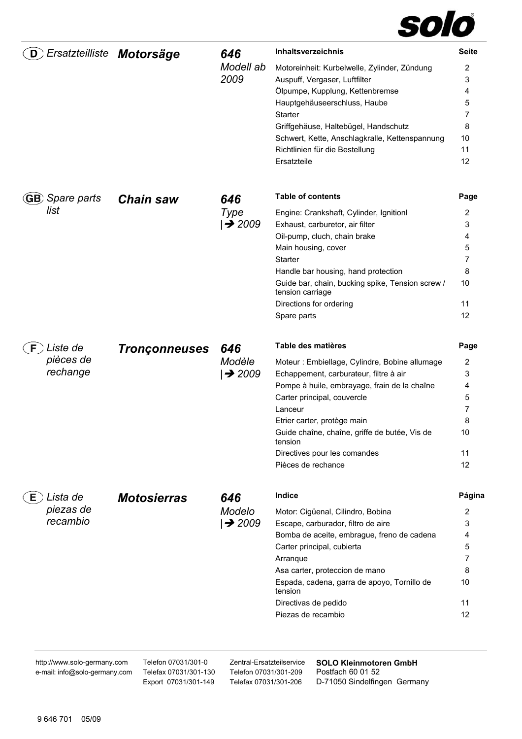solo®

## (D) *Ersatzteilliste* **Motorsäge** **646** *Modell ab 2009*

| Inhaltsverzeichnis | Seite |
|---|---|
| Motoreinheit: Kurbelwelle, Zylinder, Zündung | 2 |
| Auspuff, Vergaser, Luftfilter | 3 |
| Ölpumpe, Kupplung, Kettenbremse | 4 |
| Hauptgehäuseerschluss, Haube | 5 |
| Starter | 7 |
| Griffgehäuse, Haltebügel, Handschutz | 8 |
| Schwert, Kette, Anschlagkralle, Kettenspannung | 10 |
| Richtlinien für die Bestellung | 11 |
| Ersatzteile | 12 |

## (GB) *Spare parts list* **Chain saw** **646** *Type |➔ 2009*

| Table of contents | Page |
|---|---|
| Engine: Crankshaft, Cylinder, Ignitionl | 2 |
| Exhaust, carburetor, air filter | 3 |
| Oil-pump, cluch, chain brake | 4 |
| Main housing, cover | 5 |
| Starter | 7 |
| Handle bar housing, hand protection | 8 |
| Guide bar, chain, bucking spike, Tension screw / tension carriage | 10 |
| Directions for ordering | 11 |
| Spare parts | 12 |

## (F) *Liste de pièces de rechange* **Tronçonneuses** **646** *Modèle |➔ 2009*

| Table des matières | Page |
|---|---|
| Moteur : Embiellage, Cylindre, Bobine allumage | 2 |
| Echappement, carburateur, filtre à air | 3 |
| Pompe à huile, embrayage, frain de la chaîne | 4 |
| Carter principal, couvercle | 5 |
| Lanceur | 7 |
| Etrier carter, protège main | 8 |
| Guide chaîne, chaîne, griffe de butée, Vis de tension | 10 |
| Directives pour les comandes | 11 |
| Pièces de rechance | 12 |

## (E) *Lista de piezas de recambio* **Motosierras** **646** *Modelo |➔ 2009*

| Indice | Página |
|---|---|
| Motor: Cigüenal, Cilindro, Bobina | 2 |
| Escape, carburador, filtro de aire | 3 |
| Bomba de aceite, embrague, freno de cadena | 4 |
| Carter principal, cubierta | 5 |
| Arranque | 7 |
| Asa carter, proteccion de mano | 8 |
| Espada, cadena, garra de apoyo, Tornillo de tension | 10 |
| Directivas de pedido | 11 |
| Piezas de recambio | 12 |

http://www.solo-germany.com
e-mail: info@solo-germany.com

Telefon 07031/301-0
Telefax 07031/301-130
Export 07031/301-149

Zentral-Ersatzteilservice
Telefon 07031/301-209
Telefax 07031/301-206

**SOLO Kleinmotoren GmbH**
Postfach 60 01 52
D-71050 Sindelfingen Germany

9 646 701 05/09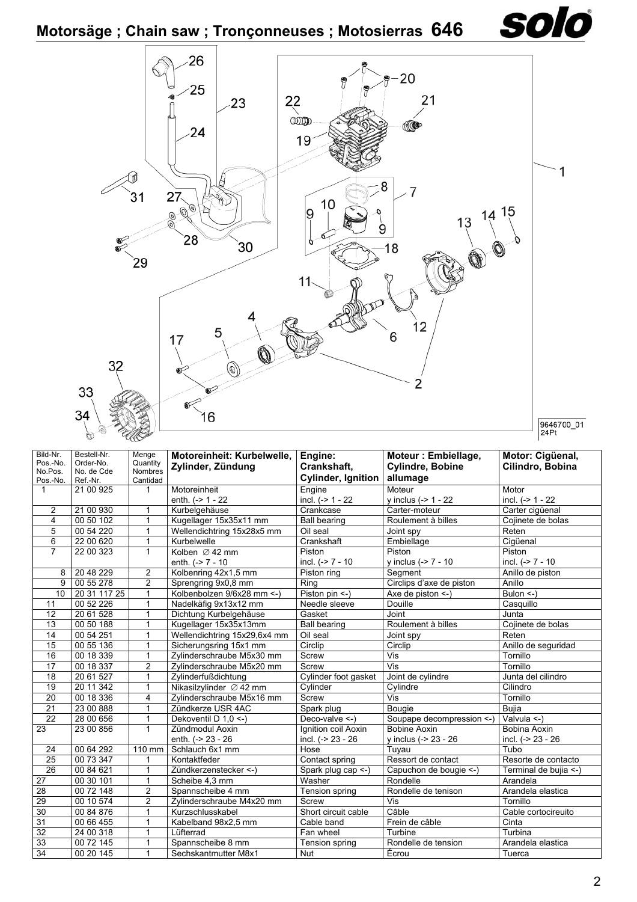# Motorsäge ; Chain saw ; Tronçonneuses ; Motosierras 646

9646700_01
24Pt

| Bild-Nr. Pos.-No. No.Pos. Pos.-No. | Bestell-Nr. Order-No. No. de Cde Ref.-Nr. | Menge Quantity Nombres Cantidad | Motoreinheit: Kurbelwelle, Zylinder, Zündung | Engine: Crankshaft, Cylinder, Ignition | Moteur : Embiellage, Cylindre, Bobine allumage | Motor: Cigüenal, Cilindro, Bobina |
|---|---|---|---|---|---|---|
| 1 | 21 00 925 | 1 | Motoreinheit enth. (-> 1 - 22 | Engine incl. (-> 1 - 22 | Moteur y inclus (-> 1 - 22 | Motor incl. (-> 1 - 22 |
| 2 | 21 00 930 | 1 | Kurbelgehäuse | Crankcase | Carter-moteur | Carter cigüenal |
| 4 | 00 50 102 | 1 | Kugellager 15x35x11 mm | Ball bearing | Roulement à billes | Cojinete de bolas |
| 5 | 00 54 220 | 1 | Wellendichtring 15x28x5 mm | Oil seal | Joint spy | Reten |
| 6 | 22 00 620 | 1 | Kurbelwelle | Crankshaft | Embiellage | Cigüenal |
| 7 | 22 00 323 | 1 | Kolben ∅ 42 mm enth. (-> 7 - 10 | Piston incl. (-> 7 - 10 | Piston y inclus (-> 7 - 10 | Piston incl. (-> 7 - 10 |
| 8 | 20 48 229 | 2 | Kolbenring 42x1,5 mm | Piston ring | Segment | Anillo de piston |
| 9 | 00 55 278 | 2 | Sprengring 9x0,8 mm | Ring | Circlips d'axe de piston | Anillo |
| 10 | 20 31 117 25 | 1 | Kolbenbolzen 9/6x28 mm <-) | Piston pin <-) | Axe de piston <-) | Bulon <-) |
| 11 | 00 52 226 | 1 | Nadelkäfig 9x13x12 mm | Needle sleeve | Douille | Casquillo |
| 12 | 20 61 528 | 1 | Dichtung Kurbelgehäuse | Gasket | Joint | Junta |
| 13 | 00 50 188 | 1 | Kugellager 15x35x13mm | Ball bearing | Roulement à billes | Cojinete de bolas |
| 14 | 00 54 251 | 1 | Wellendichtring 15x29,6x4 mm | Oil seal | Joint spy | Reten |
| 15 | 00 55 136 | 1 | Sicherungsring 15x1 mm | Circlip | Circlip | Anillo de seguridad |
| 16 | 00 18 339 | 1 | Zylinderschraube M5x30 mm | Screw | Vis | Tornillo |
| 17 | 00 18 337 | 2 | Zylinderschraube M5x20 mm | Screw | Vis | Tornillo |
| 18 | 20 61 527 | 1 | Zylinderfußdichtung | Cylinder foot gasket | Joint de cylindre | Junta del cilindro |
| 19 | 20 11 342 | 1 | Nikasilzylinder ∅ 42 mm | Cylinder | Cylindre | Cilindro |
| 20 | 00 18 336 | 4 | Zylinderschraube M5x16 mm | Screw | Vis | Tornillo |
| 21 | 23 00 888 | 1 | Zündkerze USR 4AC | Spark plug | Bougie | Bujia |
| 22 | 28 00 656 | 1 | Dekoventil D 1,0 <-) | Deco-valve <-) | Soupape decompression <-) | Valvula <-) |
| 23 | 23 00 856 | 1 | Zündmodul Aoxin enth. (-> 23 - 26 | Ignition coil Aoxin incl. (-> 23 - 26 | Bobine Aoxin y inclus (-> 23 - 26 | Bobina Aoxin incl. (-> 23 - 26 |
| 24 | 00 64 292 | 110 mm | Schlauch 6x1 mm | Hose | Tuyau | Tubo |
| 25 | 00 73 347 | 1 | Kontaktfeder | Contact spring | Ressort de contact | Resorte de contacto |
| 26 | 00 84 621 | 1 | Zündkerzenstecker <-) | Spark plug cap <-) | Capuchon de bougie <-) | Terminal de bujia <-) |
| 27 | 00 30 101 | 1 | Scheibe 4,3 mm | Washer | Rondelle | Arandela |
| 28 | 00 72 148 | 2 | Spannscheibe 4 mm | Tension spring | Rondelle de tenison | Arandela elastica |
| 29 | 00 10 574 | 2 | Zylinderschraube M4x20 mm | Screw | Vis | Tornillo |
| 30 | 00 84 876 | 1 | Kurzschlusskabel | Short circuit cable | Câble | Cable cortocireuito |
| 31 | 00 66 455 | 1 | Kabelband 98x2,5 mm | Cable band | Frein de câble | Cinta |
| 32 | 24 00 318 | 1 | Lüfterrad | Fan wheel | Turbine | Turbina |
| 33 | 00 72 145 | 1 | Spannscheibe 8 mm | Tension spring | Rondelle de tension | Arandela elastica |
| 34 | 00 20 145 | 1 | Sechskantmutter M8x1 | Nut | Écrou | Tuerca |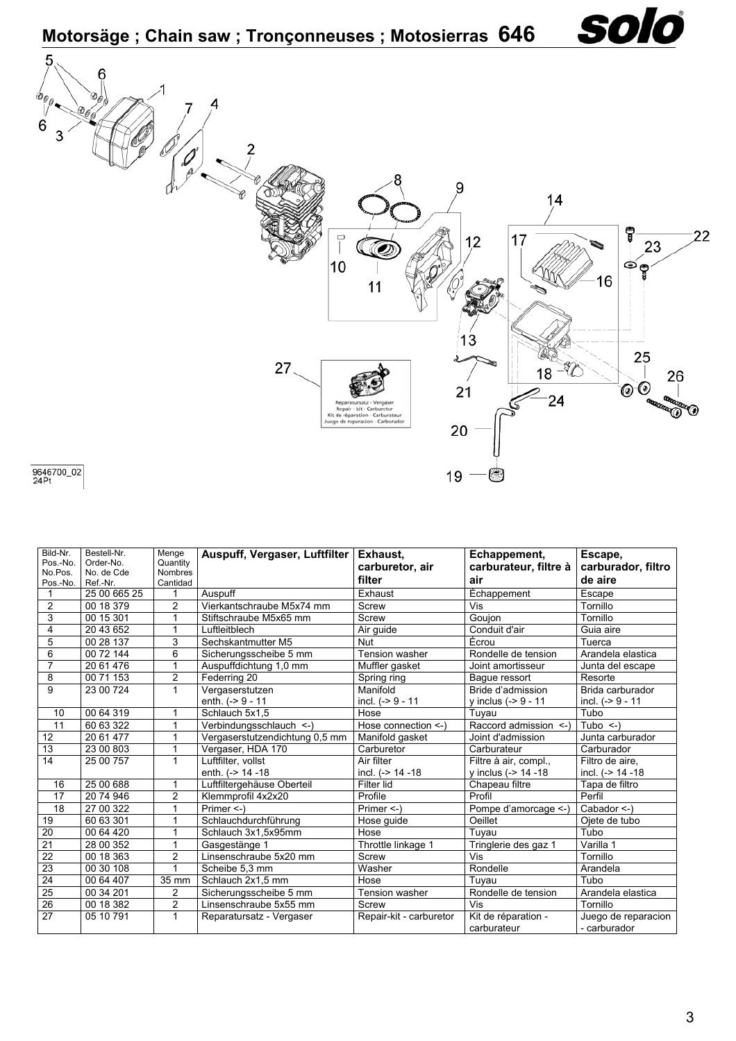# Motorsäge ; Chain saw ; Tronçonneuses ; Motosierras 646

9646700_02
24Pt

| Bild-Nr. Pos.-No. No.Pos. Pos.-No. | Bestell-Nr. Order-No. No. de Cde Ref.-Nr. | Menge Quantity Nombres Cantidad | Auspuff, Vergaser, Luftfilter | Exhaust, carburetor, air filter | Echappement, carburateur, filtre à air | Escape, carburador, filtro de aire |
|---|---|---|---|---|---|---|
| 1 | 25 00 665 25 | 1 | Auspuff | Exhaust | Échappement | Escape |
| 2 | 00 18 379 | 2 | Vierkantschraube M5x74 mm | Screw | Vis | Tornillo |
| 3 | 00 15 301 | 1 | Stiftschraube M5x65 mm | Screw | Goujon | Tornillo |
| 4 | 20 43 652 | 1 | Luftleitblech | Air guide | Conduit d'air | Guia aire |
| 5 | 00 28 137 | 3 | Sechskantmutter M5 | Nut | Écrou | Tuerca |
| 6 | 00 72 144 | 6 | Sicherungsscheibe 5 mm | Tension washer | Rondelle de tension | Arandela elastica |
| 7 | 20 61 476 | 1 | Auspuffdichtung 1,0 mm | Muffler gasket | Joint amortisseur | Junta del escape |
| 8 | 00 71 153 | 2 | Federring 20 | Spring ring | Bague ressort | Resorte |
| 9 | 23 00 724 | 1 | Vergaserstutzen enth. (-> 9 - 11 | Manifold incl. (-> 9 - 11 | Bride d'admission y inclus (-> 9 - 11 | Brida carburador incl. (-> 9 - 11 |
| 10 | 00 64 319 | 1 | Schlauch 5x1,5 | Hose | Tuyau | Tubo |
| 11 | 60 63 322 | 1 | Verbindungsschlauch <-) | Hose connection <-) | Raccord admission <-) | Tubo <-) |
| 12 | 20 61 477 | 1 | Vergaserstutzendichtung 0,5 mm | Manifold gasket | Joint d'admission | Junta carburador |
| 13 | 23 00 803 | 1 | Vergaser, HDA 170 | Carburetor | Carburateur | Carburador |
| 14 | 25 00 757 | 1 | Luftfilter, vollst enth. (-> 14 -18 | Air filter incl. (-> 14 -18 | Filtre à air, compl., y inclus (-> 14 -18 | Filtro de aire, incl. (-> 14 -18 |
| 16 | 25 00 688 | 1 | Luftfiltergehäuse Oberteil | Filter lid | Chapeau filtre | Tapa de filtro |
| 17 | 20 74 946 | 2 | Klemmprofil 4x2x20 | Profile | Profil | Perfil |
| 18 | 27 00 322 | 1 | Primer <-) | Primer <-) | Pompe d'amorcage <-) | Cabador <-) |
| 19 | 60 63 301 | 1 | Schlauchdurchführung | Hose guide | Oeillet | Ojete de tubo |
| 20 | 00 64 420 | 1 | Schlauch 3x1,5x95mm | Hose | Tuyau | Tubo |
| 21 | 28 00 352 | 1 | Gasgestänge 1 | Throttle linkage 1 | Tringlerie des gaz 1 | Varilla 1 |
| 22 | 00 18 363 | 2 | Linsenschraube 5x20 mm | Screw | Vis | Tornillo |
| 23 | 00 30 108 | 1 | Scheibe 5,3 mm | Washer | Rondelle | Arandela |
| 24 | 00 64 407 | 35 mm | Schlauch 2x1,5 mm | Hose | Tuyau | Tubo |
| 25 | 00 34 201 | 2 | Sicherungsscheibe 5 mm | Tension washer | Rondelle de tension | Arandela elastica |
| 26 | 00 18 382 | 2 | Linsenschraube 5x55 mm | Screw | Vis | Tornillo |
| 27 | 05 10 791 | 1 | Reparatursatz - Vergaser | Repair-kit - carburetor | Kit de réparation - carburateur | Juego de reparacion - carburador |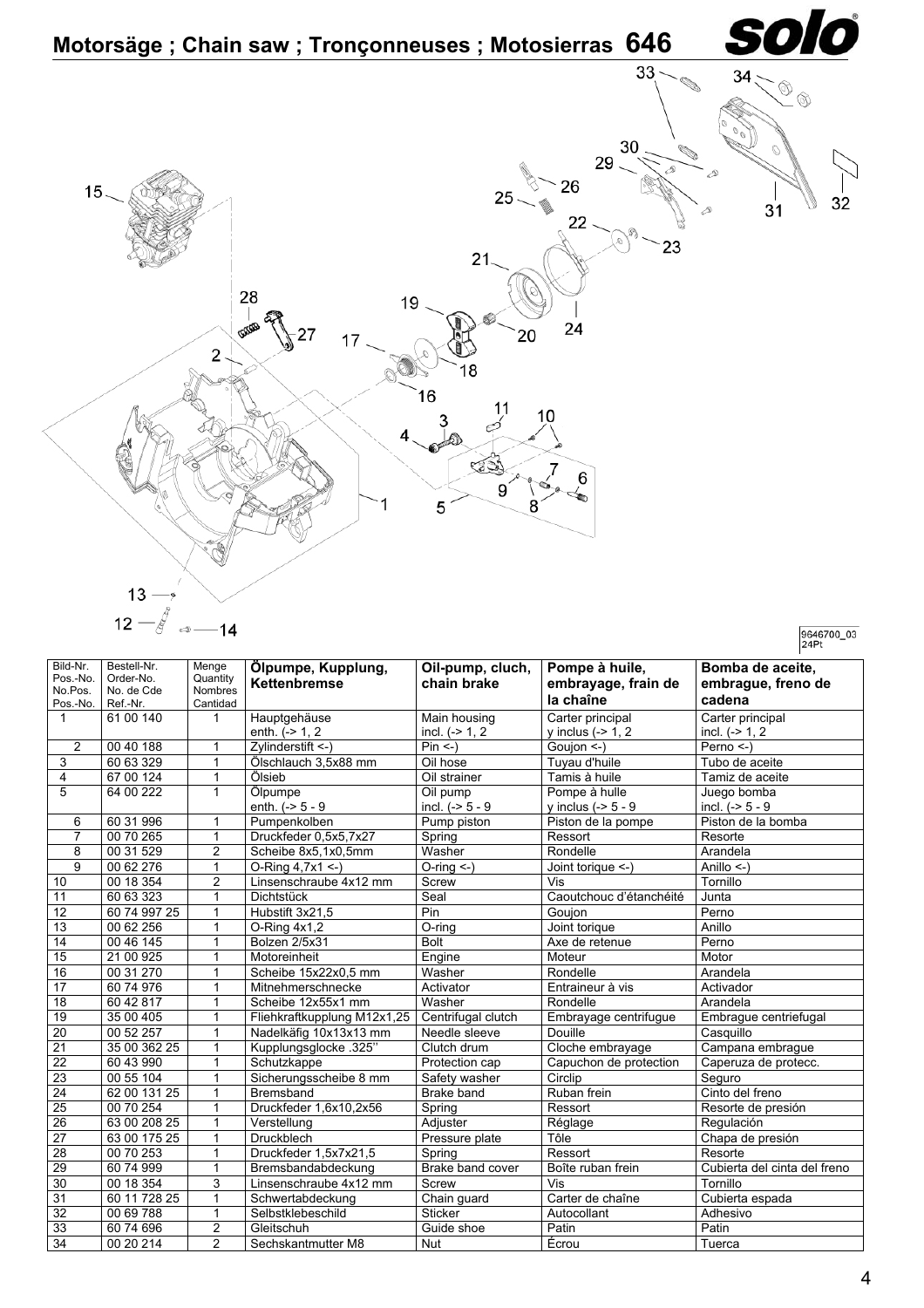# Motorsäge ; Chain saw ; Tronçonneuses ; Motosierras 646

9646700_03
24Pt

| Bild-Nr. Pos.-No. No.Pos. Pos.-No. | Bestell-Nr. Order-No. No. de Cde Ref.-Nr. | Menge Quantity Nombres Cantidad | **Ölpumpe, Kupplung, Kettenbremse** | **Oil-pump, cluch, chain brake** | **Pompe à huile, embrayage, frain de la chaîne** | **Bomba de aceite, embrague, freno de cadena** |
|---|---|---|---|---|---|---|
| 1 | 61 00 140 | 1 | Hauptgehäuse enth. (-> 1, 2 | Main housing incl. (-> 1, 2 | Carter principal y inclus (-> 1, 2 | Carter principal incl. (-> 1, 2 |
| 2 | 00 40 188 | 1 | Zylinderstift <-) | Pin <-) | Goujon <-) | Perno <-) |
| 3 | 60 63 329 | 1 | Ölschlauch 3,5x88 mm | Oil hose | Tuyau d'huile | Tubo de aceite |
| 4 | 67 00 124 | 1 | Ölsieb | Oil strainer | Tamis à huile | Tamiz de aceite |
| 5 | 64 00 222 | 1 | Ölpumpe enth. (-> 5 - 9 | Oil pump incl. (-> 5 - 9 | Pompe à hulle y inclus (-> 5 - 9 | Juego bomba incl. (-> 5 - 9 |
| 6 | 60 31 996 | 1 | Pumpenkolben | Pump piston | Piston de la pompe | Piston de la bomba |
| 7 | 00 70 265 | 1 | Druckfeder 0,5x5,7x27 | Spring | Ressort | Resorte |
| 8 | 00 31 529 | 2 | Scheibe 8x5,1x0,5mm | Washer | Rondelle | Arandela |
| 9 | 00 62 276 | 1 | O-Ring 4,7x1 <-) | O-ring <-) | Joint torique <-) | Anillo <-) |
| 10 | 00 18 354 | 2 | Linsenschraube 4x12 mm | Screw | Vis | Tornillo |
| 11 | 60 63 323 | 1 | Dichtstück | Seal | Caoutchouc d'étanchéité | Junta |
| 12 | 60 74 997 25 | 1 | Hubstift 3x21,5 | Pin | Goujon | Perno |
| 13 | 00 62 256 | 1 | O-Ring 4x1,2 | O-ring | Joint torique | Anillo |
| 14 | 00 46 145 | 1 | Bolzen 2/5x31 | Bolt | Axe de retenue | Perno |
| 15 | 21 00 925 | 1 | Motoreinheit | Engine | Moteur | Motor |
| 16 | 00 31 270 | 1 | Scheibe 15x22x0,5 mm | Washer | Rondelle | Arandela |
| 17 | 60 74 976 | 1 | Mitnehmerschnecke | Activator | Entraineur à vis | Activador |
| 18 | 60 42 817 | 1 | Scheibe 12x55x1 mm | Washer | Rondelle | Arandela |
| 19 | 35 00 405 | 1 | Fliehkraftkupplung M12x1,25 | Centrifugal clutch | Embrayage centrifugue | Embrague centriefugal |
| 20 | 00 52 257 | 1 | Nadelkäfig 10x13x13 mm | Needle sleeve | Douille | Casquillo |
| 21 | 35 00 362 25 | 1 | Kupplungsglocke .325" | Clutch drum | Cloche embrayage | Campana embrague |
| 22 | 60 43 990 | 1 | Schutzkappe | Protection cap | Capuchon de protection | Caperuza de protecc. |
| 23 | 00 55 104 | 1 | Sicherungsscheibe 8 mm | Safety washer | Circlip | Seguro |
| 24 | 62 00 131 25 | 1 | Bremsband | Brake band | Ruban frein | Cinto del freno |
| 25 | 00 70 254 | 1 | Druckfeder 1,6x10,2x56 | Spring | Ressort | Resorte de presión |
| 26 | 63 00 208 25 | 1 | Verstellung | Adjuster | Réglage | Regulación |
| 27 | 63 00 175 25 | 1 | Druckblech | Pressure plate | Tôle | Chapa de presión |
| 28 | 00 70 253 | 1 | Druckfeder 1,5x7x21,5 | Spring | Ressort | Resorte |
| 29 | 60 74 999 | 1 | Bremsbandabdeckung | Brake band cover | Boîte ruban frein | Cubierta del cinta del freno |
| 30 | 00 18 354 | 3 | Linsenschraube 4x12 mm | Screw | Vis | Tornillo |
| 31 | 60 11 728 25 | 1 | Schwertabdeckung | Chain guard | Carter de chaîne | Cubierta espada |
| 32 | 00 69 788 | 1 | Selbstklebeschild | Sticker | Autocollant | Adhesivo |
| 33 | 60 74 696 | 2 | Gleitschuh | Guide shoe | Patin | Patin |
| 34 | 00 20 214 | 2 | Sechskantmutter M8 | Nut | Écrou | Tuerca |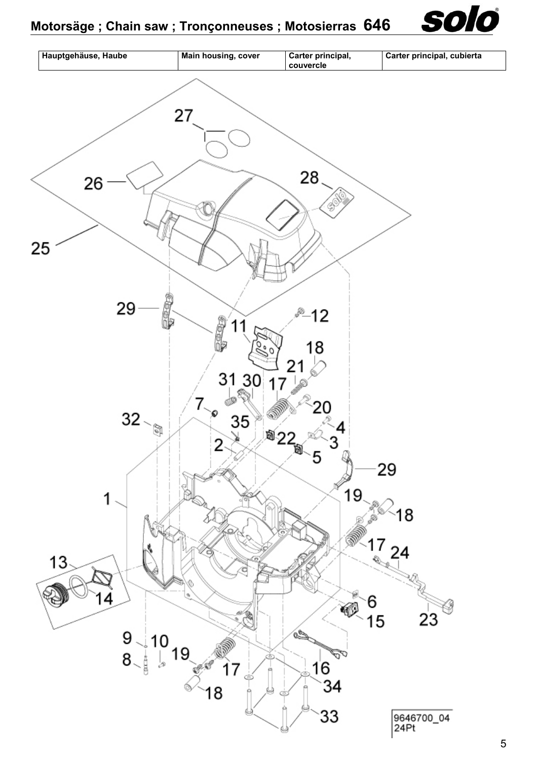# Motorsäge ; Chain saw ; Tronçonneuses ; Motosierras 646

| Hauptgehäuse, Haube | Main housing, cover | Carter principal, couvercle | Carter principal, cubierta |
|---|---|---|---|

27

26

28

25

29

12

11

18

21

31

30

17

20

7

4

32

35

3

22

2

5

29

1

19

18

17

24

13

6

14

15

23

9

10

8

19

17

16

34

18

33

9646700_04
24Pt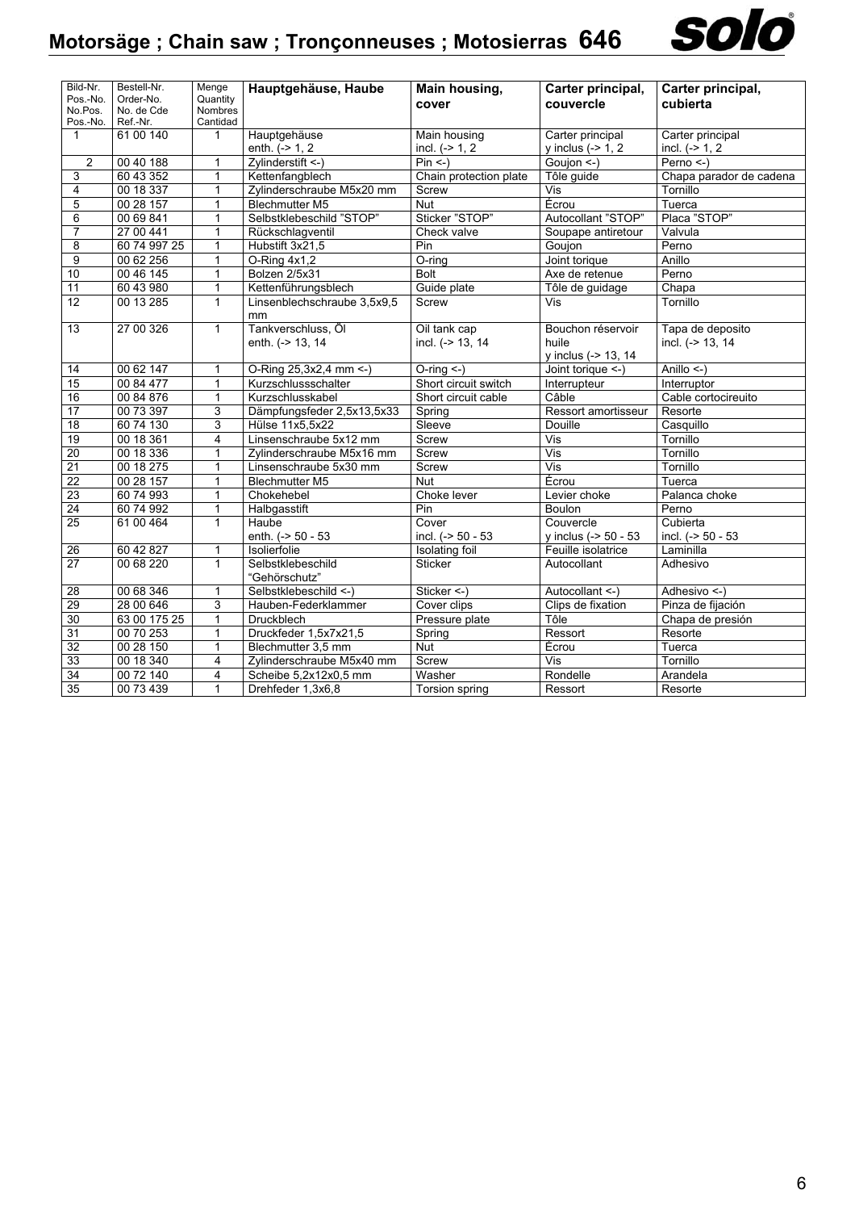# Motorsäge ; Chain saw ; Tronçonneuses ; Motosierras 646

| Bild-Nr. Pos.-No. No.Pos. Pos.-No. | Bestell-Nr. Order-No. No. de Cde Ref.-Nr. | Menge Quantity Nombres Cantidad | Hauptgehäuse, Haube | Main housing, cover | Carter principal, couvercle | Carter principal, cubierta |
|---|---|---|---|---|---|---|
| 1 | 61 00 140 | 1 | Hauptgehäuse enth. (-> 1, 2 | Main housing incl. (-> 1, 2 | Carter principal y inclus (-> 1, 2 | Carter principal incl. (-> 1, 2 |
| 2 | 00 40 188 | 1 | Zylinderstift <-) | Pin <-) | Goujon <-) | Perno <-) |
| 3 | 60 43 352 | 1 | Kettenfangblech | Chain protection plate | Tôle guide | Chapa parador de cadena |
| 4 | 00 18 337 | 1 | Zylinderschraube M5x20 mm | Screw | Vis | Tornillo |
| 5 | 00 28 157 | 1 | Blechmutter M5 | Nut | Écrou | Tuerca |
| 6 | 00 69 841 | 1 | Selbstklebeschild "STOP" | Sticker "STOP" | Autocollant "STOP" | Placa "STOP" |
| 7 | 27 00 441 | 1 | Rückschlagventil | Check valve | Soupape antiretour | Valvula |
| 8 | 60 74 997 25 | 1 | Hubstift 3x21,5 | Pin | Goujon | Perno |
| 9 | 00 62 256 | 1 | O-Ring 4x1,2 | O-ring | Joint torique | Anillo |
| 10 | 00 46 145 | 1 | Bolzen 2/5x31 | Bolt | Axe de retenue | Perno |
| 11 | 60 43 980 | 1 | Kettenführungsblech | Guide plate | Tôle de guidage | Chapa |
| 12 | 00 13 285 | 1 | Linsenblechschraube 3,5x9,5 mm | Screw | Vis | Tornillo |
| 13 | 27 00 326 | 1 | Tankverschluss, Öl enth. (-> 13, 14 | Oil tank cap incl. (-> 13, 14 | Bouchon réservoir huile y inclus (-> 13, 14 | Tapa de deposito incl. (-> 13, 14 |
| 14 | 00 62 147 | 1 | O-Ring 25,3x2,4 mm <-) | O-ring <-) | Joint torique <-) | Anillo <-) |
| 15 | 00 84 477 | 1 | Kurzschlussschalter | Short circuit switch | Interrupteur | Interruptor |
| 16 | 00 84 876 | 1 | Kurzschlusskabel | Short circuit cable | Câble | Cable cortocireuito |
| 17 | 00 73 397 | 3 | Dämpfungsfeder 2,5x13,5x33 | Spring | Ressort amortisseur | Resorte |
| 18 | 60 74 130 | 3 | Hülse 11x5,5x22 | Sleeve | Douille | Casquillo |
| 19 | 00 18 361 | 4 | Linsenschraube 5x12 mm | Screw | Vis | Tornillo |
| 20 | 00 18 336 | 1 | Zylinderschraube M5x16 mm | Screw | Vis | Tornillo |
| 21 | 00 18 275 | 1 | Linsenschraube 5x30 mm | Screw | Vis | Tornillo |
| 22 | 00 28 157 | 1 | Blechmutter M5 | Nut | Écrou | Tuerca |
| 23 | 60 74 993 | 1 | Chokehebel | Choke lever | Levier choke | Palanca choke |
| 24 | 60 74 992 | 1 | Halbgasstift | Pin | Boulon | Perno |
| 25 | 61 00 464 | 1 | Haube enth. (-> 50 - 53 | Cover incl. (-> 50 - 53 | Couvercle y inclus (-> 50 - 53 | Cubierta incl. (-> 50 - 53 |
| 26 | 60 42 827 | 1 | Isolierfolie | Isolating foil | Feuille isolatrice | Laminilla |
| 27 | 00 68 220 | 1 | Selbstklebeschild "Gehörschutz" | Sticker | Autocollant | Adhesivo |
| 28 | 00 68 346 | 1 | Selbstklebeschild <-) | Sticker <-) | Autocollant <-) | Adhesivo <-) |
| 29 | 28 00 646 | 3 | Hauben-Federklammer | Cover clips | Clips de fixation | Pinza de fijación |
| 30 | 63 00 175 25 | 1 | Druckblech | Pressure plate | Tôle | Chapa de presión |
| 31 | 00 70 253 | 1 | Druckfeder 1,5x7x21,5 | Spring | Ressort | Resorte |
| 32 | 00 28 150 | 1 | Blechmutter 3,5 mm | Nut | Écrou | Tuerca |
| 33 | 00 18 340 | 4 | Zylinderschraube M5x40 mm | Screw | Vis | Tornillo |
| 34 | 00 72 140 | 4 | Scheibe 5,2x12x0,5 mm | Washer | Rondelle | Arandela |
| 35 | 00 73 439 | 1 | Drehfeder 1,3x6,8 | Torsion spring | Ressort | Resorte |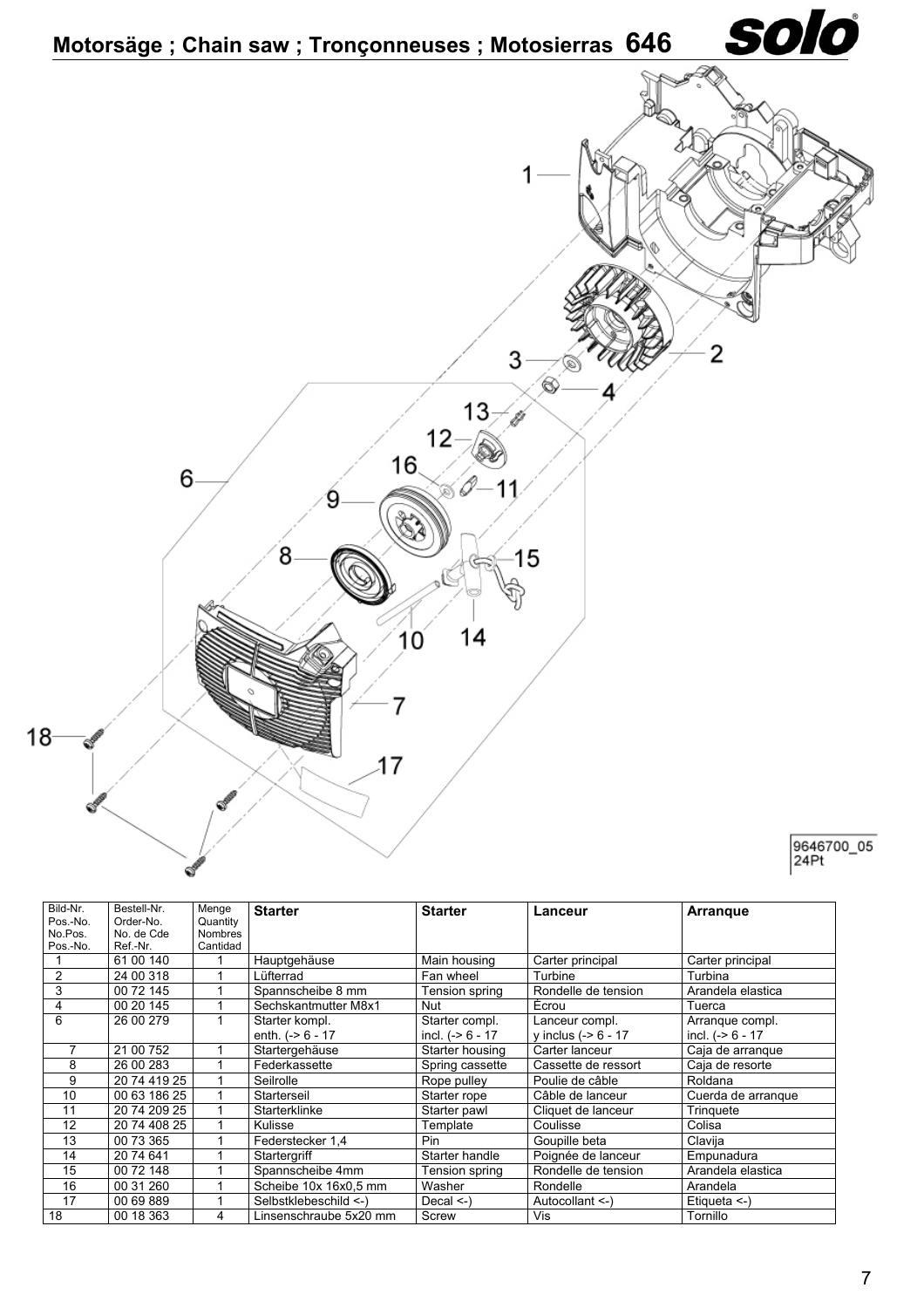# Motorsäge ; Chain saw ; Tronçonneuses ; Motosierras 646

solo

9646700_05
24Pt

| Bild-Nr.<br>Pos.-No.<br>No.Pos.<br>Pos.-No. | Bestell-Nr.<br>Order-No.<br>No. de Cde<br>Ref.-Nr. | Menge<br>Quantity<br>Nombres<br>Cantidad | Starter | Starter | Lanceur | Arranque |
|---|---|---|---|---|---|---|
| 1 | 61 00 140 | 1 | Hauptgehäuse | Main housing | Carter principal | Carter principal |
| 2 | 24 00 318 | 1 | Lüfterrad | Fan wheel | Turbine | Turbina |
| 3 | 00 72 145 | 1 | Spannscheibe 8 mm | Tension spring | Rondelle de tension | Arandela elastica |
| 4 | 00 20 145 | 1 | Sechskantmutter M8x1 | Nut | Écrou | Tuerca |
| 6 | 26 00 279 | 1 | Starter kompl.<br>enth. (-> 6 - 17 | Starter compl.<br>incl. (-> 6 - 17 | Lanceur compl.<br>y inclus (-> 6 - 17 | Arranque compl.<br>incl. (-> 6 - 17 |
| 7 | 21 00 752 | 1 | Startergehäuse | Starter housing | Carter lanceur | Caja de arranque |
| 8 | 26 00 283 | 1 | Federkassette | Spring cassette | Cassette de ressort | Caja de resorte |
| 9 | 20 74 419 25 | 1 | Seilrolle | Rope pulley | Poulie de câble | Roldana |
| 10 | 00 63 186 25 | 1 | Starterseil | Starter rope | Câble de lanceur | Cuerda de arranque |
| 11 | 20 74 209 25 | 1 | Starterklinke | Starter pawl | Cliquet de lanceur | Trinquete |
| 12 | 20 74 408 25 | 1 | Kulisse | Template | Coulisse | Colisa |
| 13 | 00 73 365 | 1 | Federstecker 1,4 | Pin | Goupille beta | Clavija |
| 14 | 20 74 641 | 1 | Startergriff | Starter handle | Poignée de lanceur | Empunadura |
| 15 | 00 72 148 | 1 | Spannscheibe 4mm | Tension spring | Rondelle de tension | Arandela elastica |
| 16 | 00 31 260 | 1 | Scheibe 10x 16x0,5 mm | Washer | Rondelle | Arandela |
| 17 | 00 69 889 | 1 | Selbstklebeschild <-) | Decal <-) | Autocollant <-) | Etiqueta <-) |
| 18 | 00 18 363 | 4 | Linsenschraube 5x20 mm | Screw | Vis | Tornillo |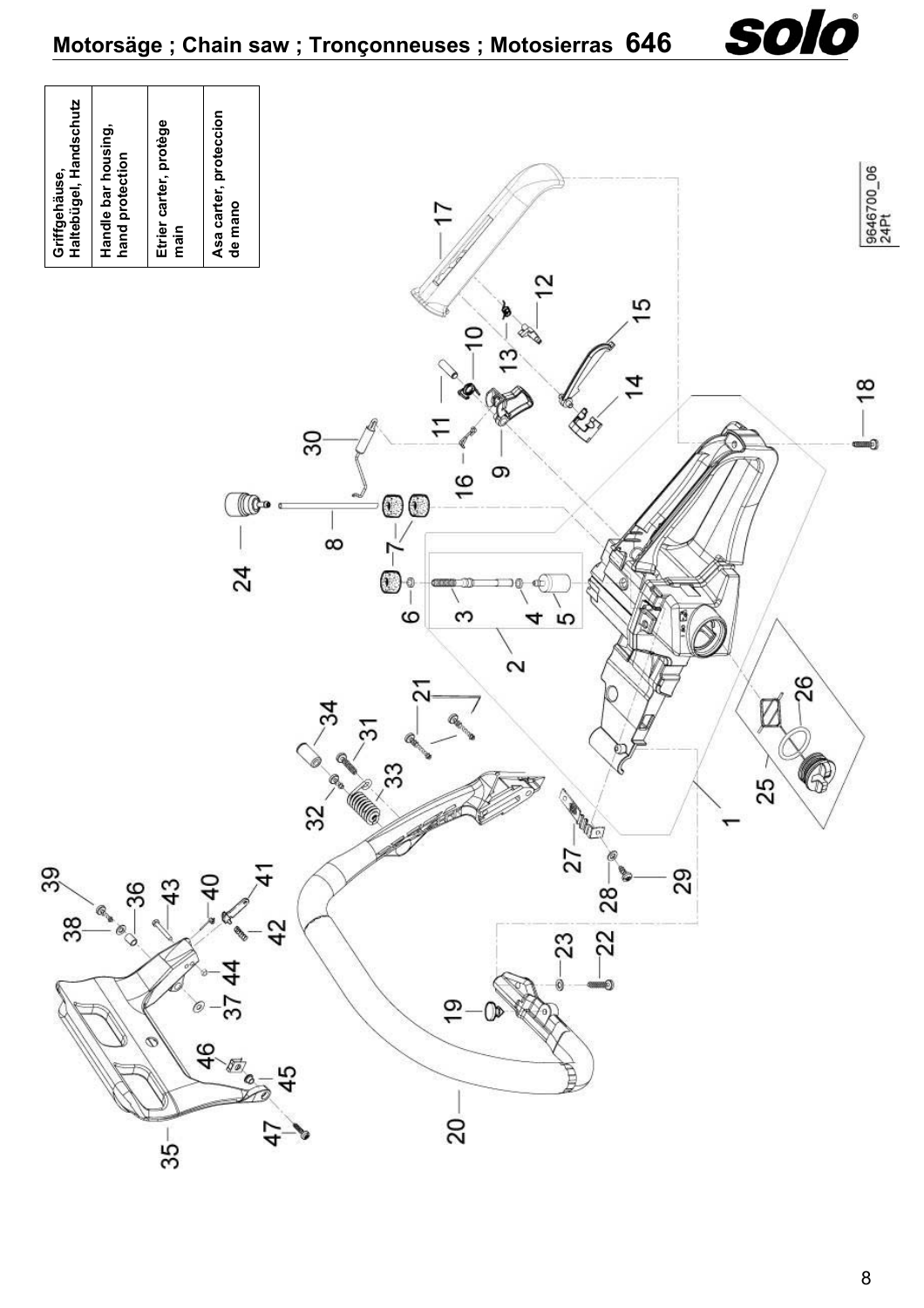# Motorsäge ; Chain saw ; Tronçonneuses ; Motosierras 646

| |
|---|
| Griffgehäuse, Haltebügel, Handschutz |
| Handle bar housing, hand protection |
| Etrier carter, protège main |
| Asa carter, proteccion de mano |

1 2 3 4 5 6 7 8 9 10 11 12 13 14 15 16 17 18 19 20 21 22 23 24 25 26 27 28 29 30 31 32 33 34 35 36 37 38 39 40 41 42 43 44 45 46 47

9646700_06
24Pt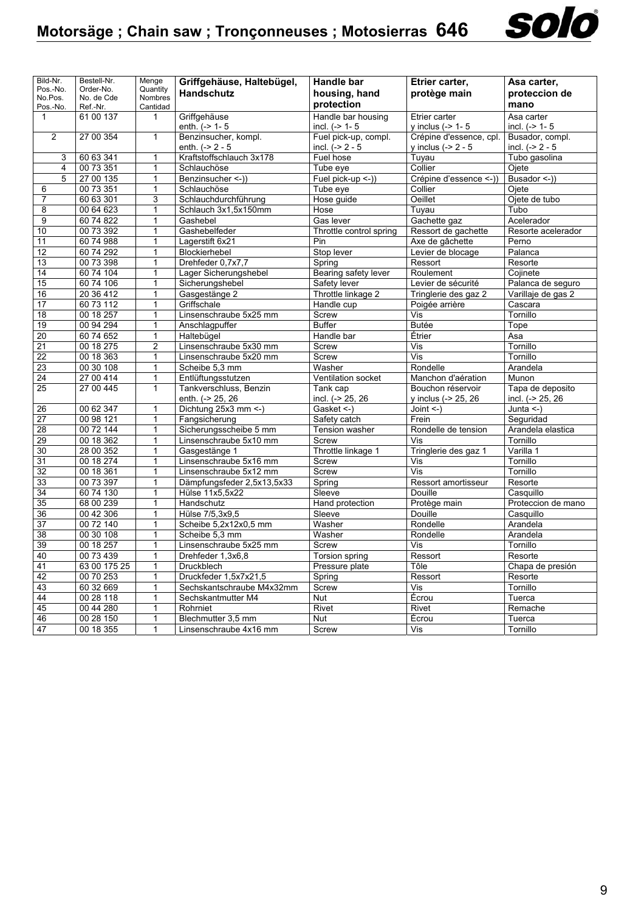# Motorsäge ; Chain saw ; Tronçonneuses ; Motosierras 646

| Bild-Nr. Pos.-No. No.Pos. Pos.-No. | Bestell-Nr. Order-No. No. de Cde Ref.-Nr. | Menge Quantity Nombres Cantidad | **Griffgehäuse, Haltebügel, Handschutz** | **Handle bar housing, hand protection** | **Etrier carter, protège main** | **Asa carter, proteccion de mano** |
|---|---|---|---|---|---|---|
| 1 | 61 00 137 | 1 | Griffgehäuse enth. (-> 1- 5 | Handle bar housing incl. (-> 1- 5 | Etrier carter y inclus (-> 1- 5 | Asa carter incl. (-> 1- 5 |
| 2 | 27 00 354 | 1 | Benzinsucher, kompl. enth. (-> 2 - 5 | Fuel pick-up, compl. incl. (-> 2 - 5 | Crépine d'essence, cpl. y inclus (-> 2 - 5 | Busador, compl. incl. (-> 2 - 5 |
| 3 | 60 63 341 | 1 | Kraftstoffschlauch 3x178 | Fuel hose | Tuyau | Tubo gasolina |
| 4 | 00 73 351 | 1 | Schlauchöse | Tube eye | Collier | Ojete |
| 5 | 27 00 135 | 1 | Benzinsucher <-)) | Fuel pick-up <-)) | Crépine d'essence <-)) | Busador <-)) |
| 6 | 00 73 351 | 1 | Schlauchöse | Tube eye | Collier | Ojete |
| 7 | 60 63 301 | 3 | Schlauchdurchführung | Hose guide | Oeillet | Ojete de tubo |
| 8 | 00 64 623 | 1 | Schlauch 3x1,5x150mm | Hose | Tuyau | Tubo |
| 9 | 60 74 822 | 1 | Gashebel | Gas lever | Gachette gaz | Acelerador |
| 10 | 00 73 392 | 1 | Gashebelfeder | Throttle control spring | Ressort de gachette | Resorte acelerador |
| 11 | 60 74 988 | 1 | Lagerstift 6x21 | Pin | Axe de gâchette | Perno |
| 12 | 60 74 292 | 1 | Blockierhebel | Stop lever | Levier de blocage | Palanca |
| 13 | 00 73 398 | 1 | Drehfeder 0,7x7,7 | Spring | Ressort | Resorte |
| 14 | 60 74 104 | 1 | Lager Sicherungshebel | Bearing safety lever | Roulement | Cojinete |
| 15 | 60 74 106 | 1 | Sicherungshebel | Safety lever | Levier de sécurité | Palanca de seguro |
| 16 | 20 36 412 | 1 | Gasgestänge 2 | Throttle linkage 2 | Tringlerie des gaz 2 | Varillaje de gas 2 |
| 17 | 60 73 112 | 1 | Griffschale | Handle cup | Poigée arrière | Cascara |
| 18 | 00 18 257 | 1 | Linsenschraube 5x25 mm | Screw | Vis | Tornillo |
| 19 | 00 94 294 | 1 | Anschlagpuffer | Buffer | Butée | Tope |
| 20 | 60 74 652 | 1 | Haltebügel | Handle bar | Étrier | Asa |
| 21 | 00 18 275 | 2 | Linsenschraube 5x30 mm | Screw | Vis | Tornillo |
| 22 | 00 18 363 | 1 | Linsenschraube 5x20 mm | Screw | Vis | Tornillo |
| 23 | 00 30 108 | 1 | Scheibe 5,3 mm | Washer | Rondelle | Arandela |
| 24 | 27 00 414 | 1 | Entlüftungsstutzen | Ventilation socket | Manchon d'aération | Munon |
| 25 | 27 00 445 | 1 | Tankverschluss, Benzin enth. (-> 25, 26 | Tank cap incl. (-> 25, 26 | Bouchon réservoir y inclus (-> 25, 26 | Tapa de deposito incl. (-> 25, 26 |
| 26 | 00 62 347 | 1 | Dichtung 25x3 mm <-) | Gasket <-) | Joint <-) | Junta <-) |
| 27 | 00 98 121 | 1 | Fangsicherung | Safety catch | Frein | Seguridad |
| 28 | 00 72 144 | 1 | Sicherungsscheibe 5 mm | Tension washer | Rondelle de tension | Arandela elastica |
| 29 | 00 18 362 | 1 | Linsenschraube 5x10 mm | Screw | Vis | Tornillo |
| 30 | 28 00 352 | 1 | Gasgestänge 1 | Throttle linkage 1 | Tringlerie des gaz 1 | Varilla 1 |
| 31 | 00 18 274 | 1 | Linsenschraube 5x16 mm | Screw | Vis | Tornillo |
| 32 | 00 18 361 | 1 | Linsenschraube 5x12 mm | Screw | Vis | Tornillo |
| 33 | 00 73 397 | 1 | Dämpfungsfeder 2,5x13,5x33 | Spring | Ressort amortisseur | Resorte |
| 34 | 60 74 130 | 1 | Hülse 11x5,5x22 | Sleeve | Douille | Casquillo |
| 35 | 68 00 239 | 1 | Handschutz | Hand protection | Protège main | Proteccion de mano |
| 36 | 00 42 306 | 1 | Hülse 7/5,3x9,5 | Sleeve | Douille | Casquillo |
| 37 | 00 72 140 | 1 | Scheibe 5,2x12x0,5 mm | Washer | Rondelle | Arandela |
| 38 | 00 30 108 | 1 | Scheibe 5,3 mm | Washer | Rondelle | Arandela |
| 39 | 00 18 257 | 1 | Linsenschraube 5x25 mm | Screw | Vis | Tornillo |
| 40 | 00 73 439 | 1 | Drehfeder 1,3x6,8 | Torsion spring | Ressort | Resorte |
| 41 | 63 00 175 25 | 1 | Druckblech | Pressure plate | Tôle | Chapa de presión |
| 42 | 00 70 253 | 1 | Druckfeder 1,5x7x21,5 | Spring | Ressort | Resorte |
| 43 | 60 32 669 | 1 | Sechskantschraube M4x32mm | Screw | Vis | Tornillo |
| 44 | 00 28 118 | 1 | Sechskantmutter M4 | Nut | Écrou | Tuerca |
| 45 | 00 44 280 | 1 | Rohrniet | Rivet | Rivet | Remache |
| 46 | 00 28 150 | 1 | Blechmutter 3,5 mm | Nut | Écrou | Tuerca |
| 47 | 00 18 355 | 1 | Linsenschraube 4x16 mm | Screw | Vis | Tornillo |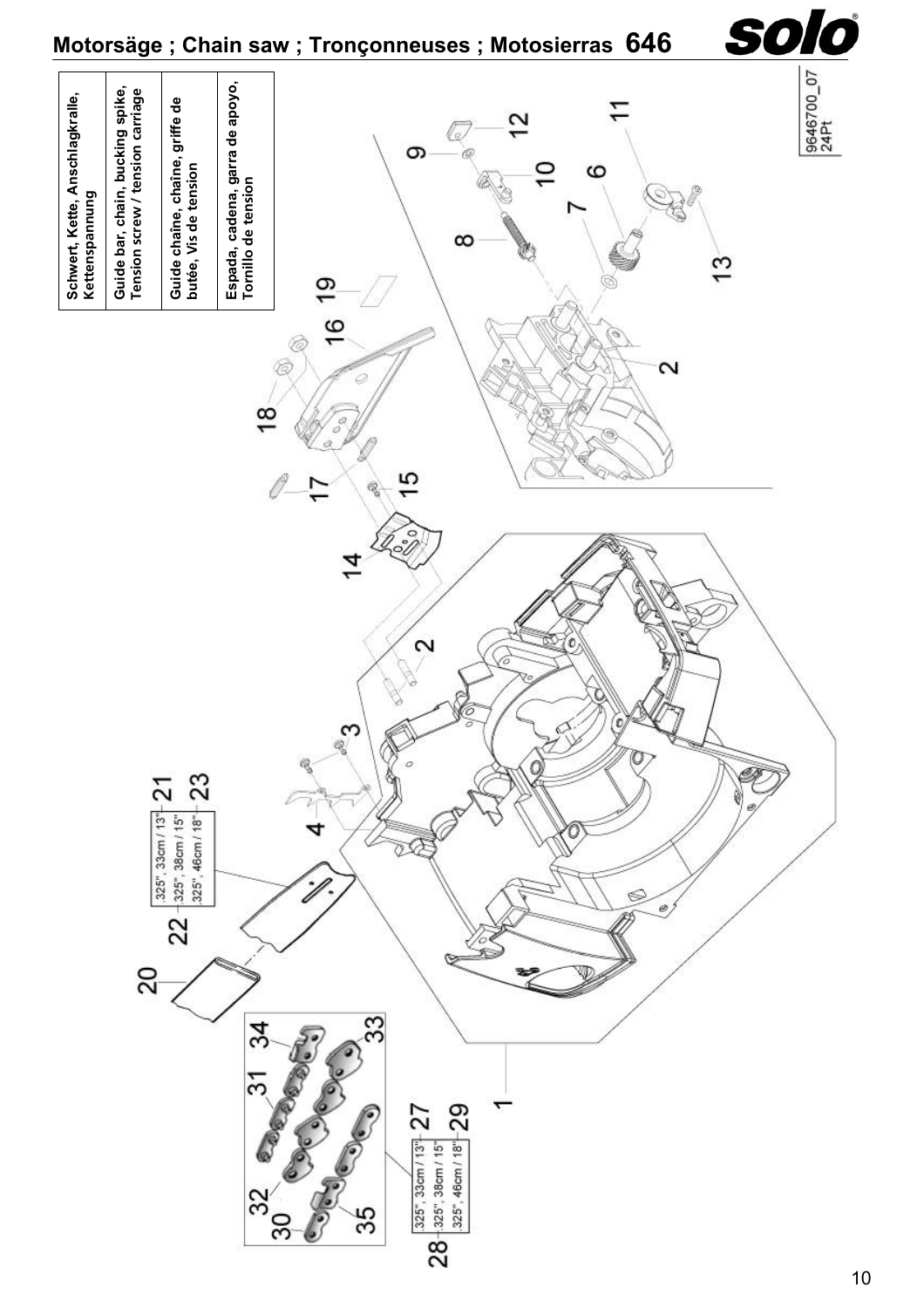# Motorsäge ; Chain saw ; Tronçonneuses ; Motosierras 646

| |
|---|
| **Schwert, Kette, Anschlagkralle, Kettenspannung** |
| **Guide bar, chain, bucking spike, Tension screw / tension carriage** |
| **Guide chaîne, chaîne, griffe de butée, Vis de tension** |
| **Espada, cadena, garra de apoyo, Tornillo de tension** |

9646700_07
24Pt

| | |
|---|---|
| 21 | .325", 33cm / 13" |
| 22 | .325", 38cm / 15" |
| 23 | .325", 46cm / 18" |

| | |
|---|---|
| 27 | .325", 33cm / 13" |
| 28 | .325", 38cm / 15" |
| 29 | .325", 46cm / 18" |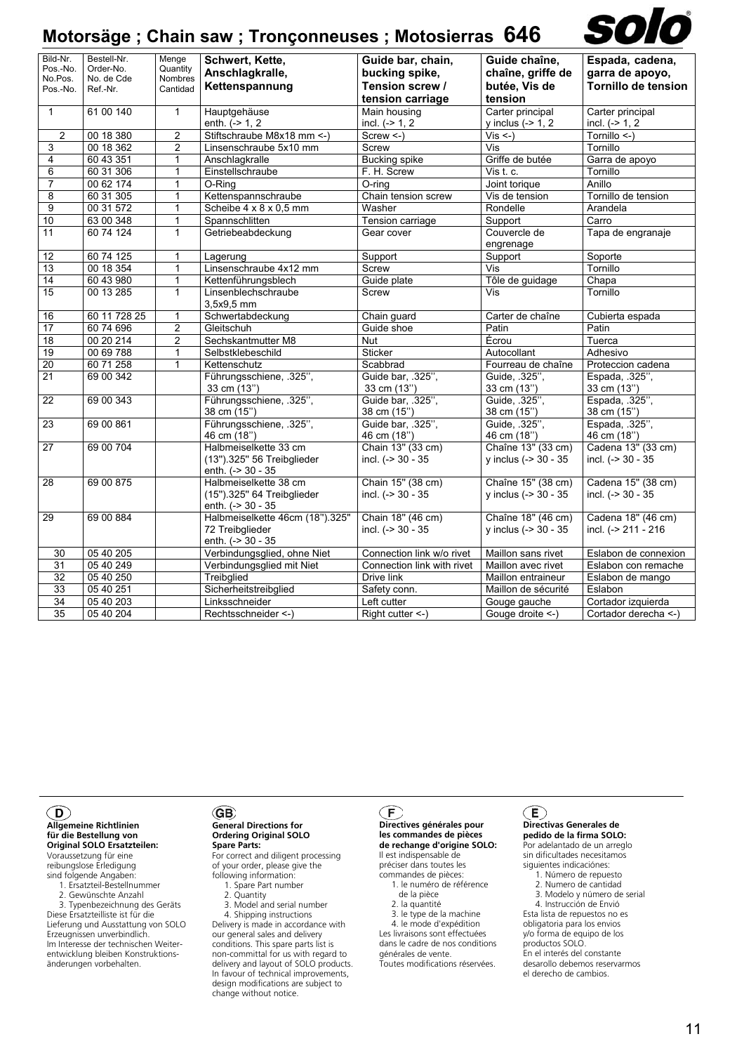# Motorsäge ; Chain saw ; Tronçonneuses ; Motosierras 646

| Bild-Nr. Pos.-No. No.Pos. Pos.-No. | Bestell-Nr. Order-No. No. de Cde Ref.-Nr. | Menge Quantity Nombres Cantidad | **Schwert, Kette, Anschlagkralle, Kettenspannung** | **Guide bar, chain, bucking spike, Tension screw / tension carriage** | **Guide chaîne, chaîne, griffe de butée, Vis de tension** | **Espada, cadena, garra de apoyo, Tornillo de tension** |
|---|---|---|---|---|---|---|
| 1 | 61 00 140 | 1 | Hauptgehäuse enth. (-> 1, 2 | Main housing incl. (-> 1, 2 | Carter principal y inclus (-> 1, 2 | Carter principal incl. (-> 1, 2 |
| 2 | 00 18 380 | 2 | Stiftschraube M8x18 mm <-) | Screw <-) | Vis <-) | Tornillo <-) |
| 3 | 00 18 362 | 2 | Linsenschraube 5x10 mm | Screw | Vis | Tornillo |
| 4 | 60 43 351 | 1 | Anschlagkralle | Bucking spike | Griffe de butée | Garra de apoyo |
| 6 | 60 31 306 | 1 | Einstellschraube | F. H. Screw | Vis t. c. | Tornillo |
| 7 | 00 62 174 | 1 | O-Ring | O-ring | Joint torique | Anillo |
| 8 | 60 31 305 | 1 | Kettenspannschraube | Chain tension screw | Vis de tension | Tornillo de tension |
| 9 | 00 31 572 | 1 | Scheibe 4 x 8 x 0,5 mm | Washer | Rondelle | Arandela |
| 10 | 63 00 348 | 1 | Spannschlitten | Tension carriage | Support | Carro |
| 11 | 60 74 124 | 1 | Getriebeabdeckung | Gear cover | Couvercle de engrenage | Tapa de engranaje |
| 12 | 60 74 125 | 1 | Lagerung | Support | Support | Soporte |
| 13 | 00 18 354 | 1 | Linsenschraube 4x12 mm | Screw | Vis | Tornillo |
| 14 | 60 43 980 | 1 | Kettenführungsblech | Guide plate | Tôle de guidage | Chapa |
| 15 | 00 13 285 | 1 | Linsenblechschraube 3,5x9,5 mm | Screw | Vis | Tornillo |
| 16 | 60 11 728 25 | 1 | Schwertabdeckung | Chain guard | Carter de chaîne | Cubierta espada |
| 17 | 60 74 696 | 2 | Gleitschuh | Guide shoe | Patin | Patin |
| 18 | 00 20 214 | 2 | Sechskantmutter M8 | Nut | Écrou | Tuerca |
| 19 | 00 69 788 | 1 | Selbstklebeschild | Sticker | Autocollant | Adhesivo |
| 20 | 60 71 258 | 1 | Kettenschutz | Scabbrad | Fourreau de chaîne | Proteccion cadena |
| 21 | 69 00 342 | | Führungsschiene, .325'', 33 cm (13'') | Guide bar, .325'', 33 cm (13'') | Guide, .325'', 33 cm (13'') | Espada, .325'', 33 cm (13'') |
| 22 | 69 00 343 | | Führungsschiene, .325'', 38 cm (15'') | Guide bar, .325'', 38 cm (15'') | Guide, .325'', 38 cm (15'') | Espada, .325'', 38 cm (15'') |
| 23 | 69 00 861 | | Führungsschiene, .325'', 46 cm (18'') | Guide bar, .325'', 46 cm (18'') | Guide, .325'', 46 cm (18'') | Espada, .325'', 46 cm (18'') |
| 27 | 69 00 704 | | Halbmeiselkette 33 cm (13").325" 56 Treibglieder enth. (-> 30 - 35 | Chain 13" (33 cm) incl. (-> 30 - 35 | Chaîne 13" (33 cm) y inclus (-> 30 - 35 | Cadena 13" (33 cm) incl. (-> 30 - 35 |
| 28 | 69 00 875 | | Halbmeiselkette 38 cm (15").325" 64 Treibglieder enth. (-> 30 - 35 | Chain 15" (38 cm) incl. (-> 30 - 35 | Chaîne 15" (38 cm) y inclus (-> 30 - 35 | Cadena 15" (38 cm) incl. (-> 30 - 35 |
| 29 | 69 00 884 | | Halbmeiselkette 46cm (18").325" 72 Treibglieder enth. (-> 30 - 35 | Chain 18" (46 cm) incl. (-> 30 - 35 | Chaîne 18" (46 cm) y inclus (-> 30 - 35 | Cadena 18" (46 cm) incl. (-> 211 - 216 |
| 30 | 05 40 205 | | Verbindungsglied, ohne Niet | Connection link w/o rivet | Maillon sans rivet | Eslabon de connexion |
| 31 | 05 40 249 | | Verbindungsglied mit Niet | Connection link with rivet | Maillon avec rivet | Eslabon con remache |
| 32 | 05 40 250 | | Treibglied | Drive link | Maillon entraineur | Eslabon de mango |
| 33 | 05 40 251 | | Sicherheitstreibglied | Safety conn. | Maillon de sécurité | Eslabon |
| 34 | 05 40 203 | | Linksschneider | Left cutter | Gouge gauche | Cortador izquierda |
| 35 | 05 40 204 | | Rechtsschneider <-) | Right cutter <-) | Gouge droite <-) | Cortador derecha <-) |

**(D)**

**Allgemeine Richtlinien für die Bestellung von Original SOLO Ersatzteilen:**
Voraussetzung für eine reibungslose Erledigung sind folgende Angaben:
1. Ersatzteil-Bestellnummer
2. Gewünschte Anzahl
3. Typenbezeichnung des Geräts

Diese Ersatzteilliste ist für die Lieferung und Ausstattung von SOLO Erzeugnissen unverbindlich. Im Interesse der technischen Weiterentwicklung bleiben Konstruktionsänderungen vorbehalten.

**(GB)**

**General Directions for Ordering Original SOLO Spare Parts:**
For correct and diligent processing of your order, please give the following information:
1. Spare Part number
2. Quantity
3. Model and serial number
4. Shipping instructions

Delivery is made in accordance with our general sales and delivery conditions. This spare parts list is non-committal for us with regard to delivery and layout of SOLO products. In favour of technical improvements, design modifications are subject to change without notice.

**(F)**

**Directives générales pour les commandes de pièces de rechange d'origine SOLO:**
Il est indispensable de préciser dans toutes les commandes de pièces:
1. le numéro de référence de la pièce
2. la quantité
3. le type de la machine
4. le mode d'expédition

Les livraisons sont effectuées dans le cadre de nos conditions générales de vente. Toutes modifications réservées.

**(E)**

**Directivas Generales de pedido de la firma SOLO:**
Por adelantado de un arreglo sin dificultades necesitamos siguientes indicaciónes:
1. Número de repuesto
2. Numero de cantidad
3. Modelo y número de serial
4. Instrucción de Envió

Esta lista de repuestos no es obligatoria para los envios y/o forma de equipo de los productos SOLO. En el interés del constante desarollo debemos reservarmos el derecho de cambios.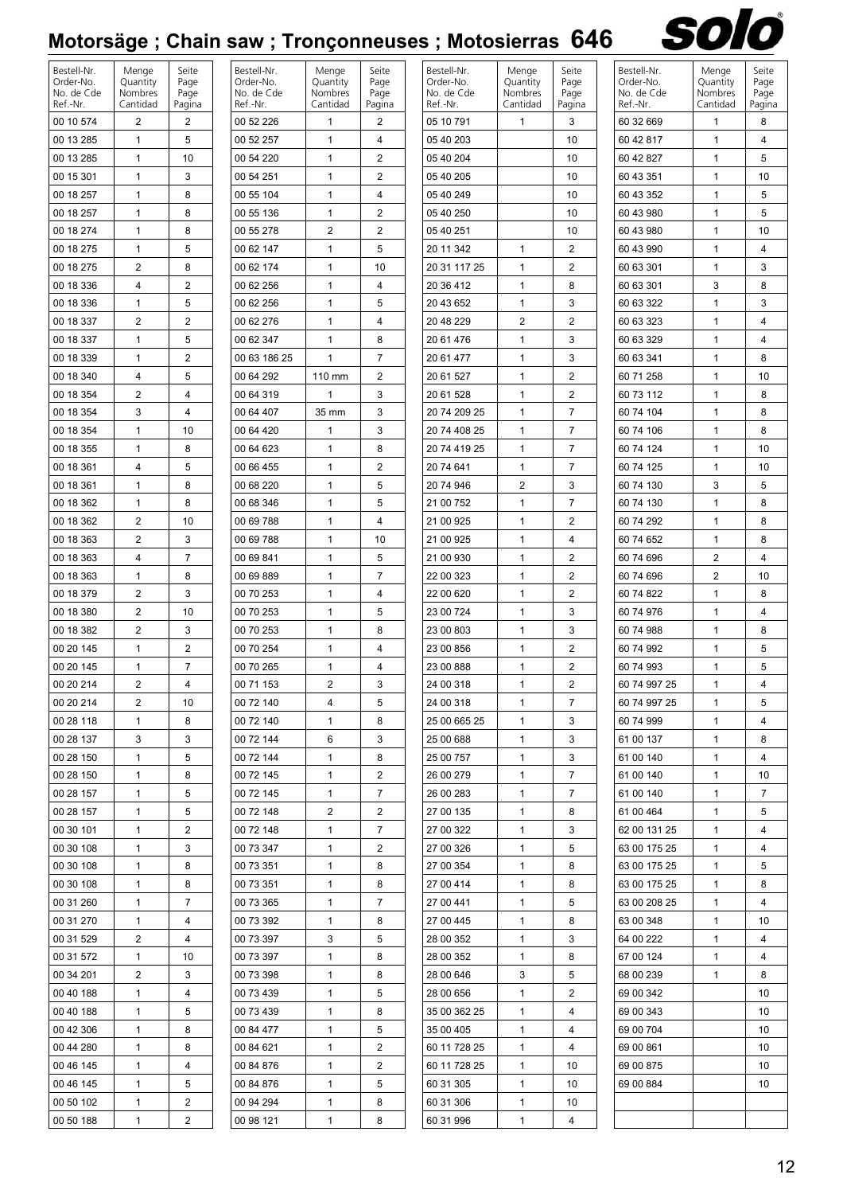# Motorsäge ; Chain saw ; Tronçonneuses ; Motosierras 646

solo

| Bestell-Nr. Order-No. No. de Cde Ref.-Nr. | Menge Quantity Nombres Cantidad | Seite Page Page Pagina | Bestell-Nr. Order-No. No. de Cde Ref.-Nr. | Menge Quantity Nombres Cantidad | Seite Page Page Pagina | Bestell-Nr. Order-No. No. de Cde Ref.-Nr. | Menge Quantity Nombres Cantidad | Seite Page Page Pagina | Bestell-Nr. Order-No. No. de Cde Ref.-Nr. | Menge Quantity Nombres Cantidad | Seite Page Page Pagina |
|---|---|---|---|---|---|---|---|---|---|---|---|
| 00 10 574 | 2 | 2 | 00 52 226 | 1 | 2 | 05 10 791 | 1 | 3 | 60 32 669 | 1 | 8 |
| 00 13 285 | 1 | 5 | 00 52 257 | 1 | 4 | 05 40 203 | | 10 | 60 42 817 | 1 | 4 |
| 00 13 285 | 1 | 10 | 00 54 220 | 1 | 2 | 05 40 204 | | 10 | 60 42 827 | 1 | 5 |
| 00 15 301 | 1 | 3 | 00 54 251 | 1 | 2 | 05 40 205 | | 10 | 60 43 351 | 1 | 10 |
| 00 18 257 | 1 | 8 | 00 55 104 | 1 | 4 | 05 40 249 | | 10 | 60 43 352 | 1 | 5 |
| 00 18 257 | 1 | 8 | 00 55 136 | 1 | 2 | 05 40 250 | | 10 | 60 43 980 | 1 | 5 |
| 00 18 274 | 1 | 8 | 00 55 278 | 2 | 2 | 05 40 251 | | 10 | 60 43 980 | 1 | 10 |
| 00 18 275 | 1 | 5 | 00 62 147 | 1 | 5 | 20 11 342 | 1 | 2 | 60 43 990 | 1 | 4 |
| 00 18 275 | 2 | 8 | 00 62 174 | 1 | 10 | 20 31 117 25 | 1 | 2 | 60 63 301 | 1 | 3 |
| 00 18 336 | 4 | 2 | 00 62 256 | 1 | 4 | 20 36 412 | 1 | 8 | 60 63 301 | 3 | 8 |
| 00 18 336 | 1 | 5 | 00 62 256 | 1 | 5 | 20 43 652 | 1 | 3 | 60 63 322 | 1 | 3 |
| 00 18 337 | 2 | 2 | 00 62 276 | 1 | 4 | 20 48 229 | 2 | 2 | 60 63 323 | 1 | 4 |
| 00 18 337 | 1 | 5 | 00 62 347 | 1 | 8 | 20 61 476 | 1 | 3 | 60 63 329 | 1 | 4 |
| 00 18 339 | 1 | 2 | 00 63 186 25 | 1 | 7 | 20 61 477 | 1 | 3 | 60 63 341 | 1 | 8 |
| 00 18 340 | 4 | 5 | 00 64 292 | 110 mm | 2 | 20 61 527 | 1 | 2 | 60 71 258 | 1 | 10 |
| 00 18 354 | 2 | 4 | 00 64 319 | 1 | 3 | 20 61 528 | 1 | 2 | 60 73 112 | 1 | 8 |
| 00 18 354 | 3 | 4 | 00 64 407 | 35 mm | 3 | 20 74 209 25 | 1 | 7 | 60 74 104 | 1 | 8 |
| 00 18 354 | 1 | 10 | 00 64 420 | 1 | 3 | 20 74 408 25 | 1 | 7 | 60 74 106 | 1 | 8 |
| 00 18 355 | 1 | 8 | 00 64 623 | 1 | 8 | 20 74 419 25 | 1 | 7 | 60 74 124 | 1 | 10 |
| 00 18 361 | 4 | 5 | 00 66 455 | 1 | 2 | 20 74 641 | 1 | 7 | 60 74 125 | 1 | 10 |
| 00 18 361 | 1 | 8 | 00 68 220 | 1 | 5 | 20 74 946 | 2 | 3 | 60 74 130 | 3 | 5 |
| 00 18 362 | 1 | 8 | 00 68 346 | 1 | 5 | 21 00 752 | 1 | 7 | 60 74 130 | 1 | 8 |
| 00 18 362 | 2 | 10 | 00 69 788 | 1 | 4 | 21 00 925 | 1 | 2 | 60 74 292 | 1 | 8 |
| 00 18 363 | 2 | 3 | 00 69 788 | 1 | 10 | 21 00 925 | 1 | 4 | 60 74 652 | 1 | 8 |
| 00 18 363 | 4 | 7 | 00 69 841 | 1 | 5 | 21 00 930 | 1 | 2 | 60 74 696 | 2 | 4 |
| 00 18 363 | 1 | 8 | 00 69 889 | 1 | 7 | 22 00 323 | 1 | 2 | 60 74 696 | 2 | 10 |
| 00 18 379 | 2 | 3 | 00 70 253 | 1 | 4 | 22 00 620 | 1 | 2 | 60 74 822 | 1 | 8 |
| 00 18 380 | 2 | 10 | 00 70 253 | 1 | 5 | 23 00 724 | 1 | 3 | 60 74 976 | 1 | 4 |
| 00 18 382 | 2 | 3 | 00 70 253 | 1 | 8 | 23 00 803 | 1 | 3 | 60 74 988 | 1 | 8 |
| 00 20 145 | 1 | 2 | 00 70 254 | 1 | 4 | 23 00 856 | 1 | 2 | 60 74 992 | 1 | 5 |
| 00 20 145 | 1 | 7 | 00 70 265 | 1 | 4 | 23 00 888 | 1 | 2 | 60 74 993 | 1 | 5 |
| 00 20 214 | 2 | 4 | 00 71 153 | 2 | 3 | 24 00 318 | 1 | 2 | 60 74 997 25 | 1 | 4 |
| 00 20 214 | 2 | 10 | 00 72 140 | 4 | 5 | 24 00 318 | 1 | 7 | 60 74 997 25 | 1 | 5 |
| 00 28 118 | 1 | 8 | 00 72 140 | 1 | 8 | 25 00 665 25 | 1 | 3 | 60 74 999 | 1 | 4 |
| 00 28 137 | 3 | 3 | 00 72 144 | 6 | 3 | 25 00 688 | 1 | 3 | 61 00 137 | 1 | 8 |
| 00 28 150 | 1 | 5 | 00 72 144 | 1 | 8 | 25 00 757 | 1 | 3 | 61 00 140 | 1 | 4 |
| 00 28 150 | 1 | 8 | 00 72 145 | 1 | 2 | 26 00 279 | 1 | 7 | 61 00 140 | 1 | 10 |
| 00 28 157 | 1 | 5 | 00 72 145 | 1 | 7 | 26 00 283 | 1 | 7 | 61 00 140 | 1 | 7 |
| 00 28 157 | 1 | 5 | 00 72 148 | 2 | 2 | 27 00 135 | 1 | 8 | 61 00 464 | 1 | 5 |
| 00 30 101 | 1 | 2 | 00 72 148 | 1 | 7 | 27 00 322 | 1 | 3 | 62 00 131 25 | 1 | 4 |
| 00 30 108 | 1 | 3 | 00 73 347 | 1 | 2 | 27 00 326 | 1 | 5 | 63 00 175 25 | 1 | 4 |
| 00 30 108 | 1 | 8 | 00 73 351 | 1 | 8 | 27 00 354 | 1 | 8 | 63 00 175 25 | 1 | 5 |
| 00 30 108 | 1 | 8 | 00 73 351 | 1 | 8 | 27 00 414 | 1 | 8 | 63 00 175 25 | 1 | 8 |
| 00 31 260 | 1 | 7 | 00 73 365 | 1 | 7 | 27 00 441 | 1 | 5 | 63 00 208 25 | 1 | 4 |
| 00 31 270 | 1 | 4 | 00 73 392 | 1 | 8 | 27 00 445 | 1 | 8 | 63 00 348 | 1 | 10 |
| 00 31 529 | 2 | 4 | 00 73 397 | 3 | 5 | 28 00 352 | 1 | 3 | 64 00 222 | 1 | 4 |
| 00 31 572 | 1 | 10 | 00 73 397 | 1 | 8 | 28 00 352 | 1 | 8 | 67 00 124 | 1 | 4 |
| 00 34 201 | 2 | 3 | 00 73 398 | 1 | 8 | 28 00 646 | 3 | 5 | 68 00 239 | 1 | 8 |
| 00 40 188 | 1 | 4 | 00 73 439 | 1 | 5 | 28 00 656 | 1 | 2 | 69 00 342 | | 10 |
| 00 40 188 | 1 | 5 | 00 73 439 | 1 | 8 | 35 00 362 25 | 1 | 4 | 69 00 343 | | 10 |
| 00 42 306 | 1 | 8 | 00 84 477 | 1 | 5 | 35 00 405 | 1 | 4 | 69 00 704 | | 10 |
| 00 44 280 | 1 | 8 | 00 84 621 | 1 | 2 | 60 11 728 25 | 1 | 4 | 69 00 861 | | 10 |
| 00 46 145 | 1 | 4 | 00 84 876 | 1 | 2 | 60 11 728 25 | 1 | 10 | 69 00 875 | | 10 |
| 00 46 145 | 1 | 5 | 00 84 876 | 1 | 5 | 60 31 305 | 1 | 10 | 69 00 884 | | 10 |
| 00 50 102 | 1 | 2 | 00 94 294 | 1 | 8 | 60 31 306 | 1 | 10 | | | |
| 00 50 188 | 1 | 2 | 00 98 121 | 1 | 8 | 60 31 996 | 1 | 4 | | | |